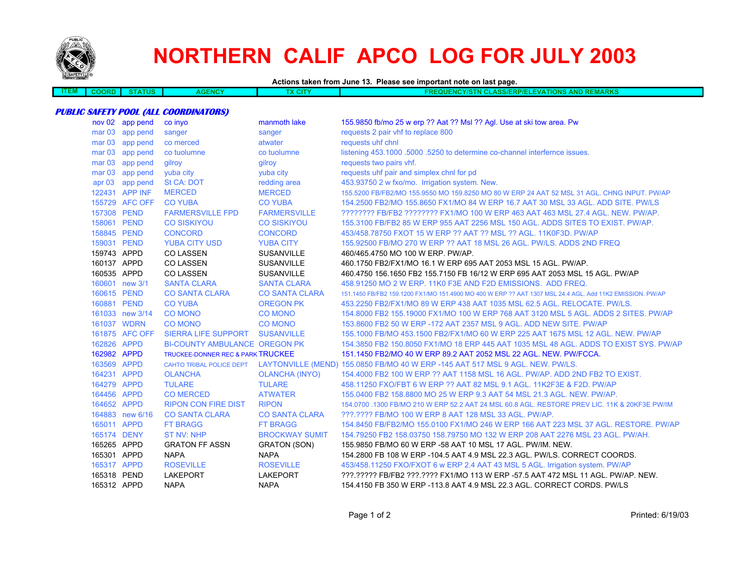# NORTHERN CALIF APCO LOG FOR JULY 2003

**Actions taken from June 13. Please see important note on last page.**

| ITEM | COORD | STATUS | AGENCY | TX CITY | FREQUENCY/STN CLASS/ERP/ELEVATIONS AND REMARKS |
|---|---|---|---|---|---|

***PUBLIC SAFETY POOL (ALL COORDINATORS)***

| ITEM | COORD | STATUS | AGENCY | TX CITY | FREQUENCY/STN CLASS/ERP/ELEVATIONS AND REMARKS |
|---|---|---|---|---|---|
| | nov 02 | app pend | co inyo | manmoth lake | 155.9850 fb/mo 25 w erp ?? Aat ?? Msl ?? Agl. Use at ski tow area. Pw |
| | mar 03 | app pend | sanger | sanger | requests 2 pair vhf to replace 800 |
| | mar 03 | app pend | co merced | atwater | requests uhf chnl |
| | mar 03 | app pend | co tuolumne | co tuolumne | listening 453.1000 .5000 .5250 to determine co-channel interfernce issues. |
| | mar 03 | app pend | gilroy | gilroy | requests two pairs vhf. |
| | mar 03 | app pend | yuba city | yuba city | requests uhf pair and simplex chnl for pd |
| | apr 03 | app pend | St CA: DOT | redding area | 453.93750 2 w fxo/mo. Irrigation system. New. |
| | 122431 | APP INF | MERCED | MERCED | 155.5200 FB/FB2/MO 155.9550 MO 159.8250 MO 80 W ERP 24 AAT 52 MSL 31 AGL. CHNG INPUT. PW/AP |
| | 155729 | AFC OFF | CO YUBA | CO YUBA | 154.2500 FB2/MO 155.8650 FX1/MO 84 W ERP 16.7 AAT 30 MSL 33 AGL. ADD SITE. PW/LS |
| | 157308 | PEND | FARMERSVILLE FPD | FARMERSVILLE | ???????? FB/FB2 ???????? FX1/MO 100 W ERP 463 AAT 463 MSL 27.4 AGL. NEW. PW/AP. |
| | 158061 | PEND | CO SISKIYOU | CO SISKIYOU | 155.3100 FB/FB2 85 W ERP 955 AAT 2256 MSL 150 AGL. ADDS SITES TO EXIST. PW/AP. |
| | 158845 | PEND | CONCORD | CONCORD | 453/458.78750 FXOT 15 W ERP ?? AAT ?? MSL ?? AGL. 11K0F3D. PW/AP |
| | 159031 | PEND | YUBA CITY USD | YUBA CITY | 155.92500 FB/MO 270 W ERP ?? AAT 18 MSL 26 AGL. PW/LS. ADDS 2ND FREQ |
| | 159743 | APPD | CO LASSEN | SUSANVILLE | 460/465.4750 MO 100 W ERP. PW/AP. |
| | 160137 | APPD | CO LASSEN | SUSANVILLE | 460.1750 FB2/FX1/MO 16.1 W ERP 695 AAT 2053 MSL 15 AGL. PW/AP. |
| | 160535 | APPD | CO LASSEN | SUSANVILLE | 460.4750 156.1650 FB2 155.7150 FB 16/12 W ERP 695 AAT 2053 MSL 15 AGL. PW/AP |
| | 160601 | new 3/1 | SANTA CLARA | SANTA CLARA | 458.91250 MO 2 W ERP. 11K0 F3E AND F2D EMISSIONS. ADD FREQ. |
| | 160615 | PEND | CO SANTA CLARA | CO SANTA CLARA | 151.1450 FB/FB2 159.1200 FX1/MO 151.4900 MO 400 W ERP ?? AAT 1307 MSL 24.4 AGL. Add 11K2 EMISSION. PW/AP |
| | 160881 | PEND | CO YUBA | OREGON PK | 453.2250 FB2/FX1/MO 89 W ERP 438 AAT 1035 MSL 62.5 AGL. RELOCATE. PW/LS. |
| | 161033 | new 3/14 | CO MONO | CO MONO | 154.8000 FB2 155.19000 FX1/MO 100 W ERP 768 AAT 3120 MSL 5 AGL. ADDS 2 SITES. PW/AP |
| | 161037 | WDRN | CO MONO | CO MONO | 153.8600 FB2 50 W ERP -172 AAT 2357 MSL 9 AGL. ADD NEW SITE. PW/AP |
| | 161875 | AFC OFF | SIERRA LIFE SUPPORT | SUSANVILLE | 155.1000 FB/MO 453.1500 FB2/FX1/MO 60 W ERP 225 AAT 1675 MSL 12 AGL. NEW. PW/AP |
| | 162826 | APPD | BI-COUNTY AMBULANCE | OREGON PK | 154.3850 FB2 150.8050 FX1/MO 18 ERP 445 AAT 1035 MSL 48 AGL. ADDS TO EXIST SYS. PW/AP |
| | 162982 | APPD | TRUCKEE-DONNER REC & PARK | TRUCKEE | 151.1450 FB2/MO 40 W ERP 89.2 AAT 2052 MSL 22 AGL. NEW. PW/FCCA. |
| | 163569 | APPD | CAHTO TRIBAL POLICE DEPT | LAYTONVILLE (MEND) | 155.0850 FB/MO 40 W ERP -145 AAT 517 MSL 9 AGL. NEW. PW/LS. |
| | 164231 | APPD | OLANCHA | OLANCHA (INYO) | 154.4000 FB2 100 W ERP ?? AAT 1158 MSL 16 AGL. PW/AP. ADD 2ND FB2 TO EXIST. |
| | 164279 | APPD | TULARE | TULARE | 458.11250 FXO/FBT 6 W ERP ?? AAT 82 MSL 9.1 AGL. 11K2F3E & F2D. PW/AP |
| | 164456 | APPD | CO MERCED | ATWATER | 155.0400 FB2 158.8800 MO 25 W ERP 9.3 AAT 54 MSL 21.3 AGL. NEW. PW/AP. |
| | 164652 | APPD | RIPON CON FIRE DIST | RIPON | 154.0700 .1300 FB/MO 210 W ERP 52.2 AAT 24 MSL 60.8 AGL. RESTORE PREV LIC. 11K & 20KF3E PW/IM |
| | 164883 | new 6/16 | CO SANTA CLARA | CO SANTA CLARA | ???.???? FB/MO 100 W ERP 8 AAT 128 MSL 33 AGL. PW/AP. |
| | 165011 | APPD | FT BRAGG | FT BRAGG | 154.8450 FB/FB2/MO 155.0100 FX1/MO 246 W ERP 166 AAT 223 MSL 37 AGL. RESTORE. PW/AP |
| | 165174 | DENY | ST NV: NHP | BROCKWAY SUMIT | 154.79250 FB2 158.03750 158.79750 MO 132 W ERP 208 AAT 2276 MSL 23 AGL. PW/AH. |
| | 165265 | APPD | GRATON FF ASSN | GRATON (SON) | 155.9850 FB/MO 60 W ERP -58 AAT 10 MSL 17 AGL. PW/IM. NEW. |
| | 165301 | APPD | NAPA | NAPA | 154.2800 FB 108 W ERP -104.5 AAT 4.9 MSL 22.3 AGL. PW/LS. CORRECT COORDS. |
| | 165317 | APPD | ROSEVILLE | ROSEVILLE | 453/458.11250 FXO/FXOT 6 w ERP 2.4 AAT 43 MSL 5 AGL. Irrigation system. PW/AP |
| | 165318 | PEND | LAKEPORT | LAKEPORT | ???.????? FB/FB2 ???.???? FX1/MO 113 W ERP -57.5 AAT 472 MSL 11 AGL. PW/AP. NEW. |
| | 165312 | APPD | NAPA | NAPA | 154.4150 FB 350 W ERP -113.8 AAT 4.9 MSL 22.3 AGL. CORRECT CORDS. PW/LS |

Printed: 6/19/03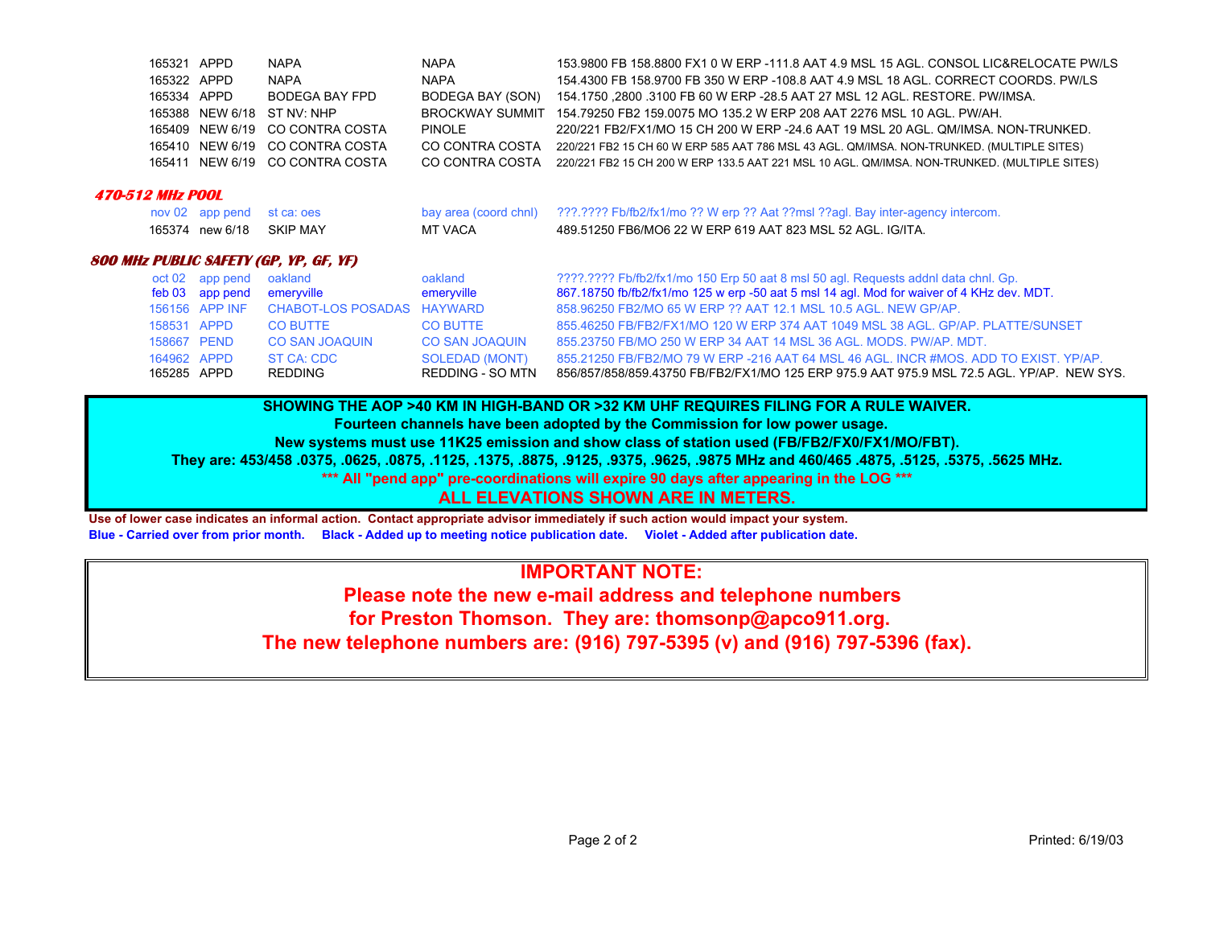| | | | | |
|---|---|---|---|---|
| 165321 | APPD | NAPA | NAPA | 153.9800 FB 158.8800 FX1 0 W ERP -111.8 AAT 4.9 MSL 15 AGL. CONSOL LIC&RELOCATE PW/LS |
| 165322 | APPD | NAPA | NAPA | 154.4300 FB 158.9700 FB 350 W ERP -108.8 AAT 4.9 MSL 18 AGL. CORRECT COORDS. PW/LS |
| 165334 | APPD | BODEGA BAY FPD | BODEGA BAY (SON) | 154.1750 ,2800 .3100 FB 60 W ERP -28.5 AAT 27 MSL 12 AGL. RESTORE. PW/IMSA. |
| 165388 | NEW 6/18 | ST NV: NHP | BROCKWAY SUMMIT | 154.79250 FB2 159.0075 MO 135.2 W ERP 208 AAT 2276 MSL 10 AGL. PW/AH. |
| 165409 | NEW 6/19 | CO CONTRA COSTA | PINOLE | 220/221 FB2/FX1/MO 15 CH 200 W ERP -24.6 AAT 19 MSL 20 AGL. QM/IMSA. NON-TRUNKED. |
| 165410 | NEW 6/19 | CO CONTRA COSTA | CO CONTRA COSTA | 220/221 FB2 15 CH 60 W ERP 585 AAT 786 MSL 43 AGL. QM/IMSA. NON-TRUNKED. (MULTIPLE SITES) |
| 165411 | NEW 6/19 | CO CONTRA COSTA | CO CONTRA COSTA | 220/221 FB2 15 CH 200 W ERP 133.5 AAT 221 MSL 10 AGL. QM/IMSA. NON-TRUNKED. (MULTIPLE SITES) |

### 470-512 MHz POOL

| | | | | |
|---|---|---|---|---|
| nov 02 | app pend | st ca: oes | bay area (coord chnl) | ???.???? Fb/fb2/fx1/mo ?? W erp ?? Aat ??msl ??agl. Bay inter-agency intercom. |
| 165374 | new 6/18 | SKIP MAY | MT VACA | 489.51250 FB6/MO6 22 W ERP 619 AAT 823 MSL 52 AGL. IG/ITA. |

### 800 MHz PUBLIC SAFETY (GP, YP, GF, YF)

| | | | | |
|---|---|---|---|---|
| oct 02 | app pend | oakland | oakland | ????.???? Fb/fb2/fx1/mo 150 Erp 50 aat 8 msl 50 agl. Requests addnl data chnl. Gp. |
| feb 03 | app pend | emeryville | emeryville | 867.18750 fb/fb2/fx1/mo 125 w erp -50 aat 5 msl 14 agl. Mod for waiver of 4 KHz dev. MDT. |
| 156156 | APP INF | CHABOT-LOS POSADAS | HAYWARD | 858.96250 FB2/MO 65 W ERP ?? AAT 12.1 MSL 10.5 AGL. NEW GP/AP. |
| 158531 | APPD | CO BUTTE | CO BUTTE | 855.46250 FB/FB2/FX1/MO 120 W ERP 374 AAT 1049 MSL 38 AGL. GP/AP. PLATTE/SUNSET |
| 158667 | PEND | CO SAN JOAQUIN | CO SAN JOAQUIN | 855.23750 FB/MO 250 W ERP 34 AAT 14 MSL 36 AGL. MODS. PW/AP. MDT. |
| 164962 | APPD | ST CA: CDC | SOLEDAD (MONT) | 855.21250 FB/FB2/MO 79 W ERP -216 AAT 64 MSL 46 AGL. INCR #MOS. ADD TO EXIST. YP/AP. |
| 165285 | APPD | REDDING | REDDING - SO MTN | 856/857/858/859.43750 FB/FB2/FX1/MO 125 ERP 975.9 AAT 975.9 MSL 72.5 AGL. YP/AP. NEW SYS. |

**SHOWING THE AOP >40 KM IN HIGH-BAND OR >32 KM UHF REQUIRES FILING FOR A RULE WAIVER.**
**Fourteen channels have been adopted by the Commission for low power usage.**
**New systems must use 11K25 emission and show class of station used (FB/FB2/FX0/FX1/MO/FBT).**
**They are: 453/458 .0375, .0625, .0875, .1125, .1375, .8875, .9125, .9375, .9625, .9875 MHz and 460/465 .4875, .5125, .5375, .5625 MHz.**
**\*\*\* All "pend app" pre-coordinations will expire 90 days after appearing in the LOG \*\*\***
**ALL ELEVATIONS SHOWN ARE IN METERS.**

**Use of lower case indicates an informal action. Contact appropriate advisor immediately if such action would impact your system.**
**Blue - Carried over from prior month. Black - Added up to meeting notice publication date. Violet - Added after publication date.**

## IMPORTANT NOTE:

**Please note the new e-mail address and telephone numbers for Preston Thomson. They are: thomsonp@apco911.org.**
**The new telephone numbers are: (916) 797-5395 (v) and (916) 797-5396 (fax).**

Printed: 6/19/03